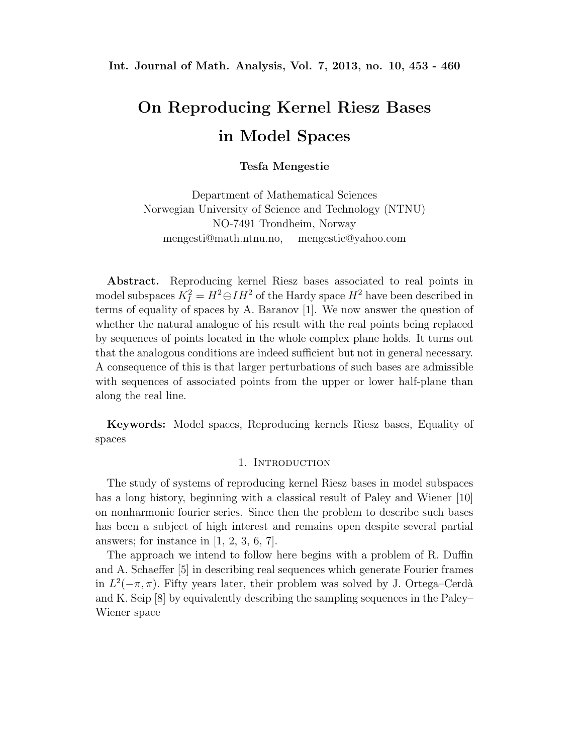# On Reproducing Kernel Riesz Bases in Model Spaces

**Tesfa Mengestie**

Department of Mathematical Sciences
Norwegian University of Science and Technology (NTNU)
NO-7491 Trondheim, Norway
mengesti@math.ntnu.no, mengestie@yahoo.com

**Abstract.** Reproducing kernel Riesz bases associated to real points in model subspaces $K_I^2 = H^2 \ominus IH^2$ of the Hardy space $H^2$ have been described in terms of equality of spaces by A. Baranov [1]. We now answer the question of whether the natural analogue of his result with the real points being replaced by sequences of points located in the whole complex plane holds. It turns out that the analogous conditions are indeed sufficient but not in general necessary. A consequence of this is that larger perturbations of such bases are admissible with sequences of associated points from the upper or lower half-plane than along the real line.

**Keywords:** Model spaces, Reproducing kernels Riesz bases, Equality of spaces

## 1. Introduction

The study of systems of reproducing kernel Riesz bases in model subspaces has a long history, beginning with a classical result of Paley and Wiener [10] on nonharmonic fourier series. Since then the problem to describe such bases has been a subject of high interest and remains open despite several partial answers; for instance in [1, 2, 3, 6, 7].

The approach we intend to follow here begins with a problem of R. Duffin and A. Schaeffer [5] in describing real sequences which generate Fourier frames in $L^2(-\pi, \pi)$. Fifty years later, their problem was solved by J. Ortega–Cerdà and K. Seip [8] by equivalently describing the sampling sequences in the Paley–Wiener space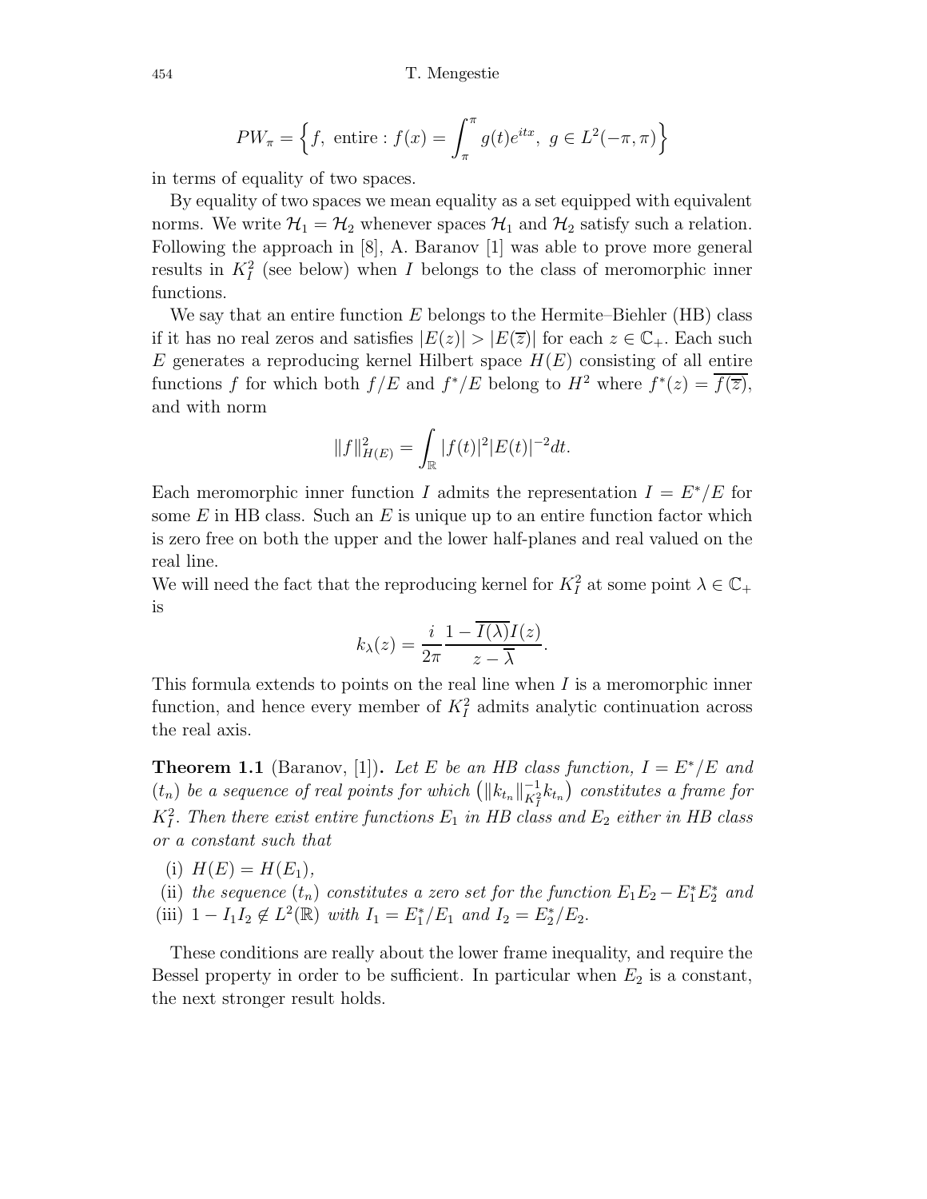$$PW_\pi = \Big\{ f, \text{ entire} : f(x) = \int_\pi^\pi g(t) e^{itx}, \; g \in L^2(-\pi, \pi) \Big\}$$

in terms of equality of two spaces.

By equality of two spaces we mean equality as a set equipped with equivalent norms. We write $\mathcal{H}_1 = \mathcal{H}_2$ whenever spaces $\mathcal{H}_1$ and $\mathcal{H}_2$ satisfy such a relation. Following the approach in [8], A. Baranov [1] was able to prove more general results in $K_I^2$ (see below) when $I$ belongs to the class of meromorphic inner functions.

We say that an entire function $E$ belongs to the Hermite–Biehler (HB) class if it has no real zeros and satisfies $|E(z)| > |E(\overline{z})|$ for each $z \in \mathbb{C}_+$. Each such $E$ generates a reproducing kernel Hilbert space $H(E)$ consisting of all entire functions $f$ for which both $f/E$ and $f^*/E$ belong to $H^2$ where $f^*(z) = \overline{f(\overline{z})}$, and with norm

$$\|f\|^2_{H(E)} = \int_{\mathbb{R}} |f(t)|^2 |E(t)|^{-2} dt.$$

Each meromorphic inner function $I$ admits the representation $I = E^*/E$ for some $E$ in HB class. Such an $E$ is unique up to an entire function factor which is zero free on both the upper and the lower half-planes and real valued on the real line.

We will need the fact that the reproducing kernel for $K_I^2$ at some point $\lambda \in \mathbb{C}_+$ is

$$k_\lambda(z) = \frac{i}{2\pi} \frac{1 - \overline{I(\lambda)} I(z)}{z - \overline{\lambda}}.$$

This formula extends to points on the real line when $I$ is a meromorphic inner function, and hence every member of $K_I^2$ admits analytic continuation across the real axis.

**Theorem 1.1** (Baranov, [1])**.** *Let $E$ be an HB class function, $I = E^*/E$ and $(t_n)$ be a sequence of real points for which $\big(\|k_{t_n}\|^{-1}_{K_I^2} k_{t_n}\big)$ constitutes a frame for $K_I^2$. Then there exist entire functions $E_1$ in HB class and $E_2$ either in HB class or a constant such that*

(i) $H(E) = H(E_1)$,

(ii) *the sequence $(t_n)$ constitutes a zero set for the function $E_1E_2 - E_1^*E_2^*$ and*

(iii) $1 - I_1 I_2 \notin L^2(\mathbb{R})$ *with $I_1 = E_1^*/E_1$ and $I_2 = E_2^*/E_2$.*

These conditions are really about the lower frame inequality, and require the Bessel property in order to be sufficient. In particular when $E_2$ is a constant, the next stronger result holds.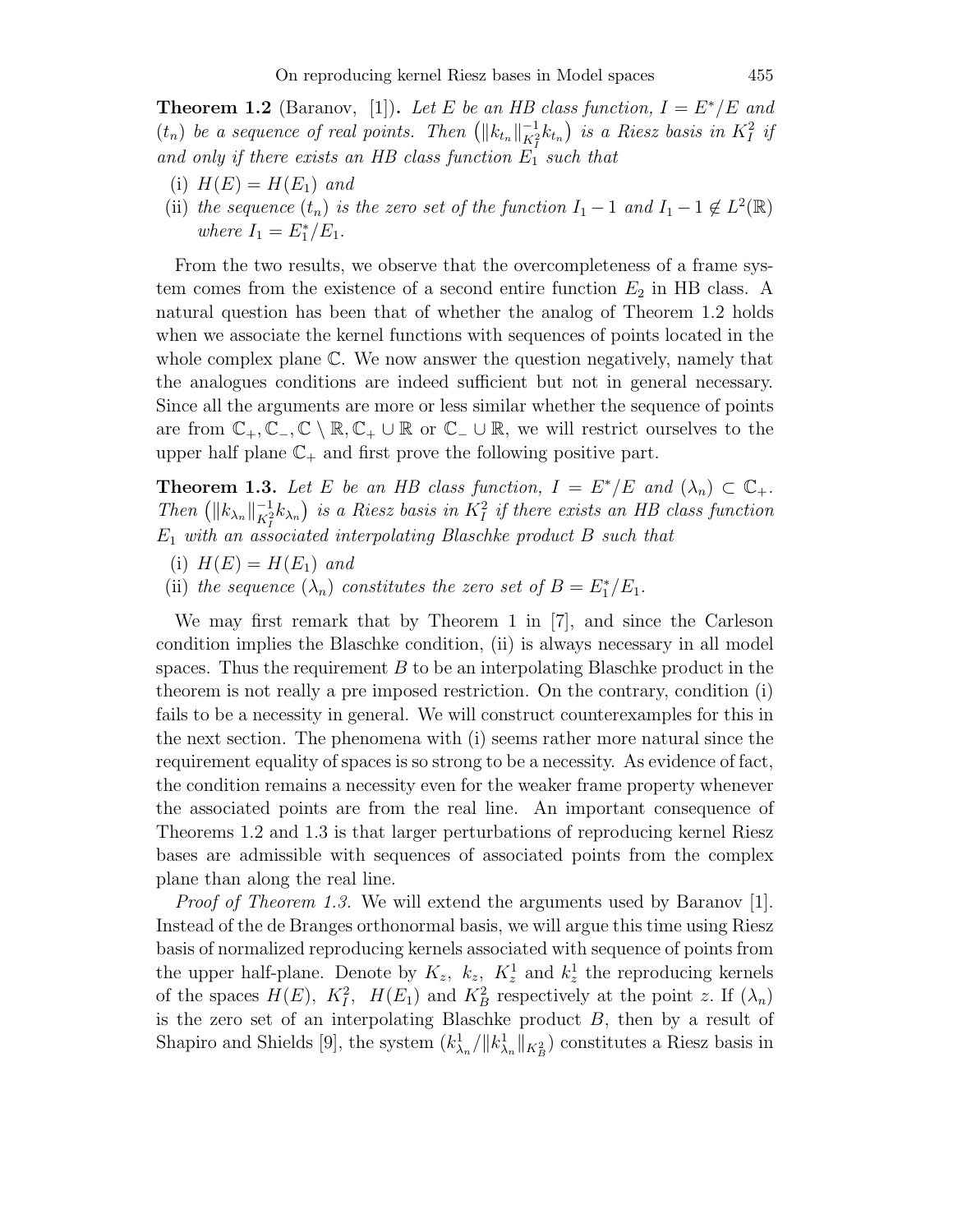**Theorem 1.2** (Baranov, [1])**.** *Let $E$ be an HB class function, $I = E^*/E$ and $(t_n)$ be a sequence of real points. Then $\left(\|k_{t_n}\|^{-1}_{K^2_I} k_{t_n}\right)$ is a Riesz basis in $K^2_I$ if and only if there exists an HB class function $E_1$ such that*

(i) *$H(E) = H(E_1)$ and*

(ii) *the sequence $(t_n)$ is the zero set of the function $I_1 - 1$ and $I_1 - 1 \notin L^2(\mathbb{R})$ where $I_1 = E^*_1/E_1$.*

From the two results, we observe that the overcompleteness of a frame system comes from the existence of a second entire function $E_2$ in HB class. A natural question has been that of whether the analog of Theorem 1.2 holds when we associate the kernel functions with sequences of points located in the whole complex plane $\mathbb{C}$. We now answer the question negatively, namely that the analogues conditions are indeed sufficient but not in general necessary. Since all the arguments are more or less similar whether the sequence of points are from $\mathbb{C}_+, \mathbb{C}_-, \mathbb{C} \setminus \mathbb{R}, \mathbb{C}_+ \cup \mathbb{R}$ or $\mathbb{C}_- \cup \mathbb{R}$, we will restrict ourselves to the upper half plane $\mathbb{C}_+$ and first prove the following positive part.

**Theorem 1.3.** *Let $E$ be an HB class function, $I = E^*/E$ and $(\lambda_n) \subset \mathbb{C}_+$. Then $\left(\|k_{\lambda_n}\|^{-1}_{K^2_I} k_{\lambda_n}\right)$ is a Riesz basis in $K^2_I$ if there exists an HB class function $E_1$ with an associated interpolating Blaschke product $B$ such that*

(i) *$H(E) = H(E_1)$ and*

(ii) *the sequence $(\lambda_n)$ constitutes the zero set of $B = E^*_1/E_1$.*

We may first remark that by Theorem 1 in [7], and since the Carleson condition implies the Blaschke condition, (ii) is always necessary in all model spaces. Thus the requirement $B$ to be an interpolating Blaschke product in the theorem is not really a pre imposed restriction. On the contrary, condition (i) fails to be a necessity in general. We will construct counterexamples for this in the next section. The phenomena with (i) seems rather more natural since the requirement equality of spaces is so strong to be a necessity. As evidence of fact, the condition remains a necessity even for the weaker frame property whenever the associated points are from the real line. An important consequence of Theorems 1.2 and 1.3 is that larger perturbations of reproducing kernel Riesz bases are admissible with sequences of associated points from the complex plane than along the real line.

*Proof of Theorem 1.3.* We will extend the arguments used by Baranov [1]. Instead of the de Branges orthonormal basis, we will argue this time using Riesz basis of normalized reproducing kernels associated with sequence of points from the upper half-plane. Denote by $K_z$, $k_z$, $K^1_z$ and $k^1_z$ the reproducing kernels of the spaces $H(E)$, $K^2_I$, $H(E_1)$ and $K^2_B$ respectively at the point $z$. If $(\lambda_n)$ is the zero set of an interpolating Blaschke product $B$, then by a result of Shapiro and Shields [9], the system $(k^1_{\lambda_n}/\|k^1_{\lambda_n}\|_{K^2_B})$ constitutes a Riesz basis in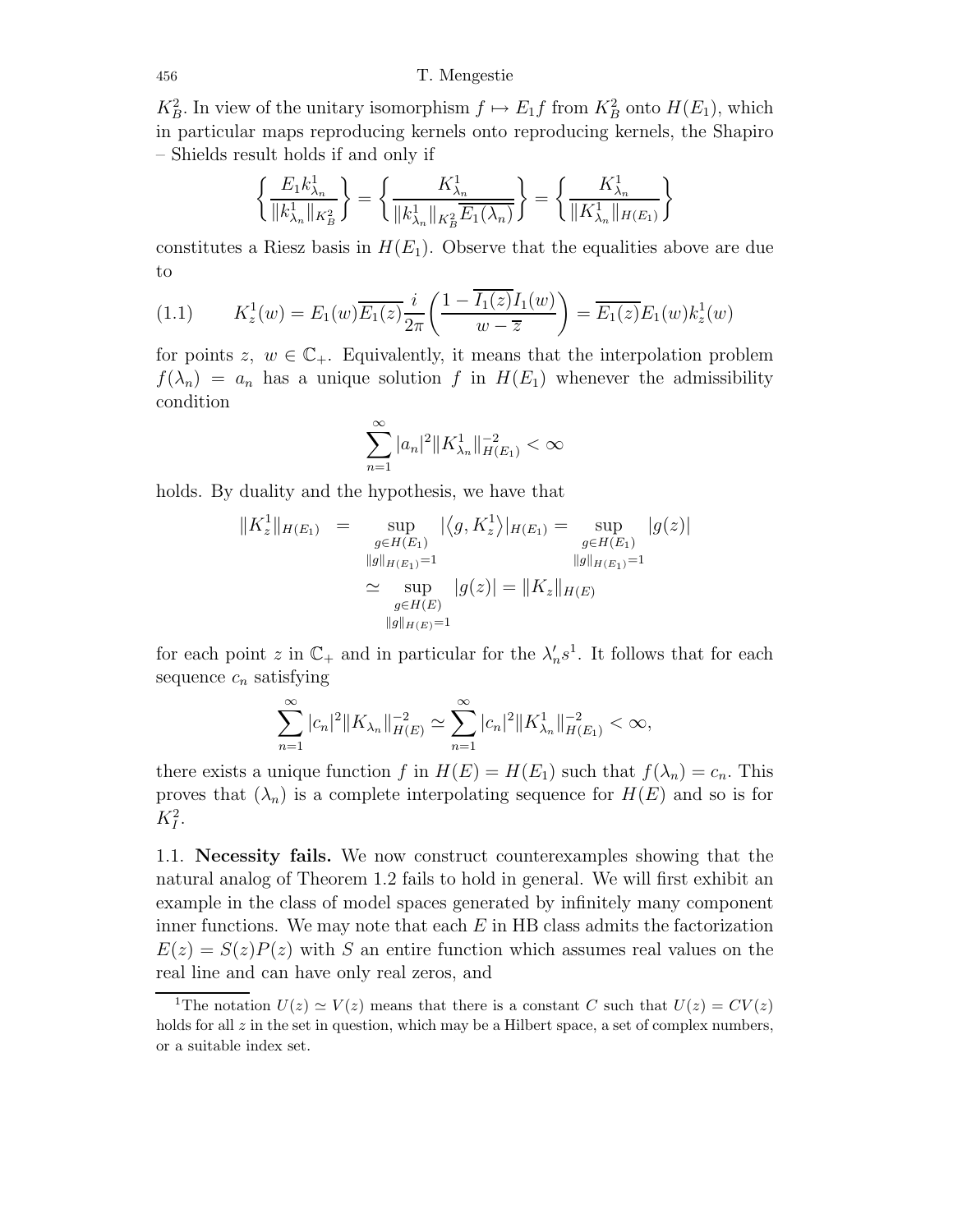$K_B^2$. In view of the unitary isomorphism $f \mapsto E_1 f$ from $K_B^2$ onto $H(E_1)$, which in particular maps reproducing kernels onto reproducing kernels, the Shapiro – Shields result holds if and only if

$$\left\{ \frac{E_1 k^1_{\lambda_n}}{\|k^1_{\lambda_n}\|_{K_B^2}} \right\} = \left\{ \frac{K^1_{\lambda_n}}{\|k^1_{\lambda_n}\|_{K_B^2}\overline{E_1(\lambda_n)}} \right\} = \left\{ \frac{K^1_{\lambda_n}}{\|K^1_{\lambda_n}\|_{H(E_1)}} \right\}$$

constitutes a Riesz basis in $H(E_1)$. Observe that the equalities above are due to

$$K^1_z(w) = E_1(w)\overline{E_1(z)}\frac{i}{2\pi}\left(\frac{1-\overline{I_1(z)}I_1(w)}{w-\overline{z}}\right) = \overline{E_1(z)}E_1(w)k^1_z(w) \tag{1.1}$$

for points $z,\ w \in \mathbb{C}_+$. Equivalently, it means that the interpolation problem $f(\lambda_n) = a_n$ has a unique solution $f$ in $H(E_1)$ whenever the admissibility condition

$$\sum_{n=1}^{\infty} |a_n|^2 \|K^1_{\lambda_n}\|^{-2}_{H(E_1)} < \infty$$

holds. By duality and the hypothesis, we have that

$$\begin{aligned} \|K^1_z\|_{H(E_1)} &= \sup_{\substack{g\in H(E_1)\\ \|g\|_{H(E_1)}=1}} |\langle g, K^1_z\rangle|_{H(E_1)} = \sup_{\substack{g\in H(E_1)\\ \|g\|_{H(E_1)}=1}} |g(z)| \\ &\simeq \sup_{\substack{g\in H(E)\\ \|g\|_{H(E)}=1}} |g(z)| = \|K_z\|_{H(E)} \end{aligned}$$

for each point $z$ in $\mathbb{C}_+$ and in particular for the $\lambda_n' s$[1]. It follows that for each sequence $c_n$ satisfying

$$\sum_{n=1}^{\infty} |c_n|^2 \|K_{\lambda_n}\|^{-2}_{H(E)} \simeq \sum_{n=1}^{\infty} |c_n|^2 \|K^1_{\lambda_n}\|^{-2}_{H(E_1)} < \infty,$$

there exists a unique function $f$ in $H(E) = H(E_1)$ such that $f(\lambda_n) = c_n$. This proves that $(\lambda_n)$ is a complete interpolating sequence for $H(E)$ and so is for $K_I^2$.

1.1. **Necessity fails.** We now construct counterexamples showing that the natural analog of Theorem 1.2 fails to hold in general. We will first exhibit an example in the class of model spaces generated by infinitely many component inner functions. We may note that each $E$ in HB class admits the factorization $E(z) = S(z)P(z)$ with $S$ an entire function which assumes real values on the real line and can have only real zeros, and

[1] The notation $U(z) \simeq V(z)$ means that there is a constant $C$ such that $U(z) = CV(z)$ holds for all $z$ in the set in question, which may be a Hilbert space, a set of complex numbers, or a suitable index set.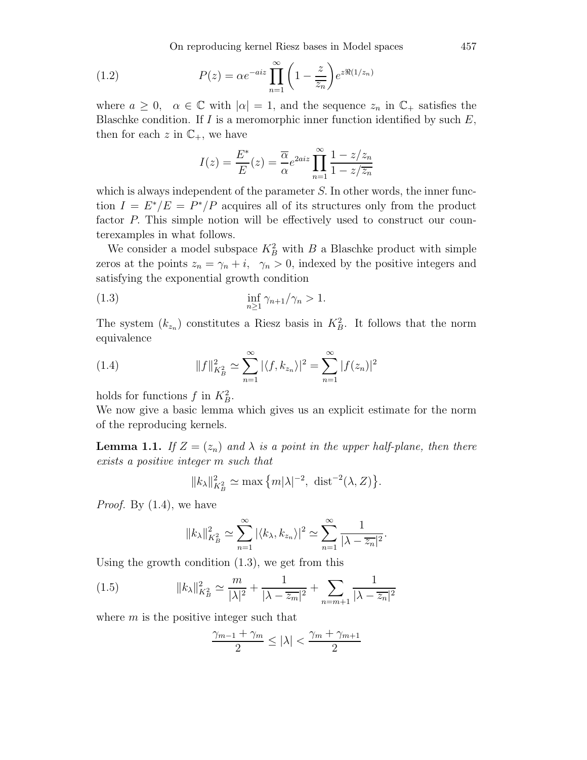$$P(z) = \alpha e^{-aiz} \prod_{n=1}^{\infty} \left(1 - \frac{z}{\overline{z_n}}\right) e^{z\Re(1/z_n)} \tag{1.2}$$

where $a \geq 0$, $\alpha \in \mathbb{C}$ with $|\alpha| = 1$, and the sequence $z_n$ in $\mathbb{C}_+$ satisfies the Blaschke condition. If $I$ is a meromorphic inner function identified by such $E$, then for each $z$ in $\mathbb{C}_+$, we have

$$I(z) = \frac{E^*}{E}(z) = \frac{\overline{\alpha}}{\alpha} e^{2aiz} \prod_{n=1}^{\infty} \frac{1 - z/z_n}{1 - z/\overline{z_n}}$$

which is always independent of the parameter $S$. In other words, the inner function $I = E^*/E = P^*/P$ acquires all of its structures only from the product factor $P$. This simple notion will be effectively used to construct our counterexamples in what follows.

We consider a model subspace $K_B^2$ with $B$ a Blaschke product with simple zeros at the points $z_n = \gamma_n + i$, $\gamma_n > 0$, indexed by the positive integers and satisfying the exponential growth condition

$$\inf_{n \geq 1} \gamma_{n+1}/\gamma_n > 1. \tag{1.3}$$

The system $(k_{z_n})$ constitutes a Riesz basis in $K_B^2$. It follows that the norm equivalence

$$\|f\|_{K_B^2}^2 \simeq \sum_{n=1}^{\infty} |\langle f, k_{z_n}\rangle|^2 = \sum_{n=1}^{\infty} |f(z_n)|^2 \tag{1.4}$$

holds for functions $f$ in $K_B^2$.

We now give a basic lemma which gives us an explicit estimate for the norm of the reproducing kernels.

**Lemma 1.1.** *If $Z = (z_n)$ and $\lambda$ is a point in the upper half-plane, then there exists a positive integer $m$ such that*

$$\|k_\lambda\|_{K_B^2}^2 \simeq \max\left\{m|\lambda|^{-2},\ \operatorname{dist}^{-2}(\lambda, Z)\right\}.$$

*Proof.* By (1.4), we have

$$\|k_\lambda\|_{K_B^2}^2 \simeq \sum_{n=1}^{\infty} |\langle k_\lambda, k_{z_n}\rangle|^2 \simeq \sum_{n=1}^{\infty} \frac{1}{|\lambda - \overline{z_n}|^2}.$$

Using the growth condition (1.3), we get from this

$$\|k_\lambda\|_{K_B^2}^2 \simeq \frac{m}{|\lambda|^2} + \frac{1}{|\lambda - \overline{z_m}|^2} + \sum_{n=m+1} \frac{1}{|\lambda - \overline{z_n}|^2} \tag{1.5}$$

where $m$ is the positive integer such that

$$\frac{\gamma_{m-1} + \gamma_m}{2} \leq |\lambda| < \frac{\gamma_m + \gamma_{m+1}}{2}$$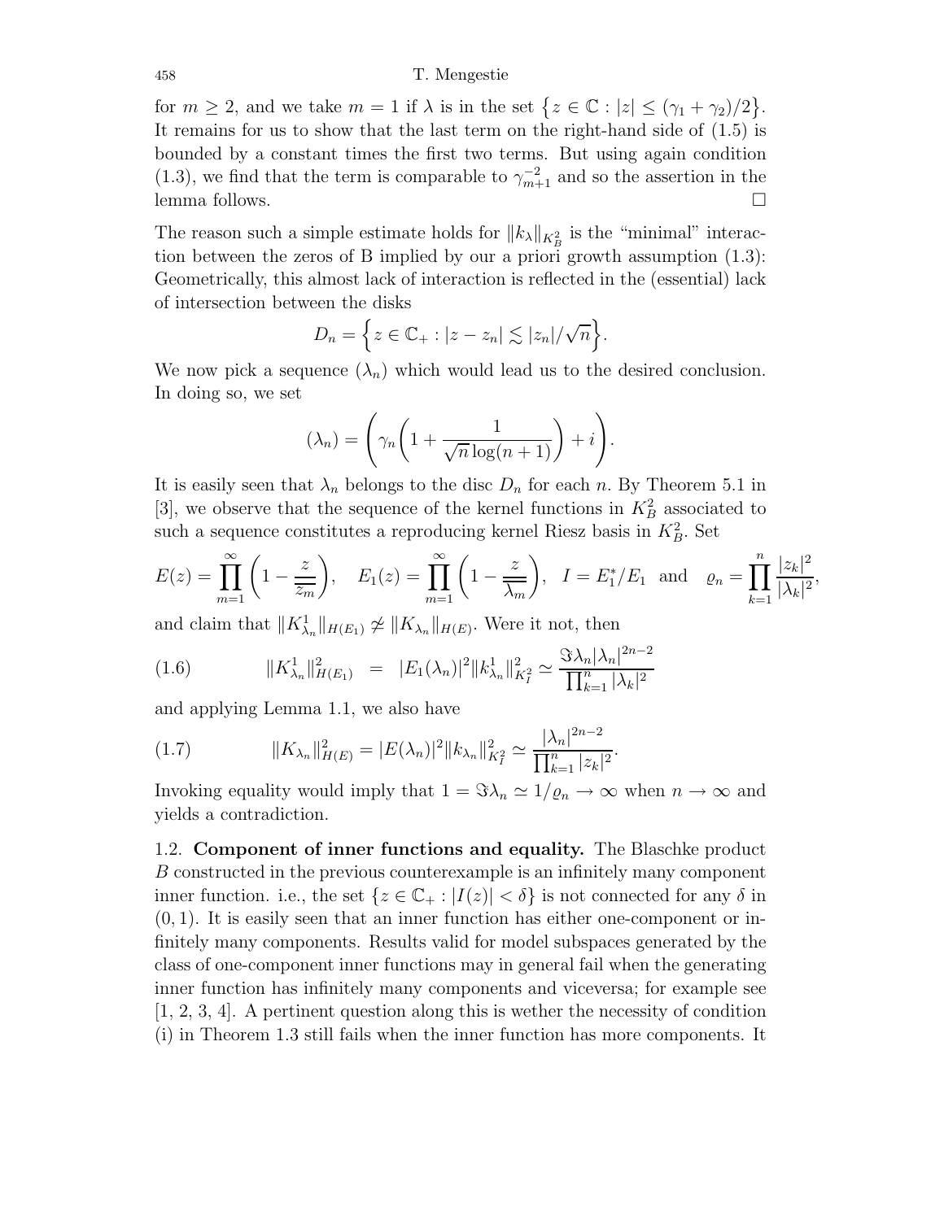for $m \geq 2$, and we take $m = 1$ if $\lambda$ is in the set $\{z \in \mathbb{C} : |z| \leq (\gamma_1 + \gamma_2)/2\}$. It remains for us to show that the last term on the right-hand side of (1.5) is bounded by a constant times the first two terms. But using again condition (1.3), we find that the term is comparable to $\gamma_{m+1}^{-2}$ and so the assertion in the lemma follows. $\square$

The reason such a simple estimate holds for $\|k_\lambda\|_{K_B^2}$ is the "minimal" interaction between the zeros of B implied by our a priori growth assumption (1.3): Geometrically, this almost lack of interaction is reflected in the (essential) lack of intersection between the disks

$$D_n = \Big\{ z \in \mathbb{C}_+ : |z - z_n| \lesssim |z_n|/\sqrt{n} \Big\}.$$

We now pick a sequence $(\lambda_n)$ which would lead us to the desired conclusion. In doing so, we set

$$(\lambda_n) = \left( \gamma_n \left( 1 + \frac{1}{\sqrt{n}\log(n+1)} \right) + i \right).$$

It is easily seen that $\lambda_n$ belongs to the disc $D_n$ for each $n$. By Theorem 5.1 in [3], we observe that the sequence of the kernel functions in $K_B^2$ associated to such a sequence constitutes a reproducing kernel Riesz basis in $K_B^2$. Set

$$E(z) = \prod_{m=1}^{\infty} \left( 1 - \frac{z}{\overline{z_m}} \right), \quad E_1(z) = \prod_{m=1}^{\infty} \left( 1 - \frac{z}{\overline{\lambda_m}} \right), \quad I = E_1^*/E_1 \ \text{ and } \ \varrho_n = \prod_{k=1}^{n} \frac{|z_k|^2}{|\lambda_k|^2},$$

and claim that $\|K_{\lambda_n}^1\|_{H(E_1)} \not\simeq \|K_{\lambda_n}\|_{H(E)}$. Were it not, then

$$\|K_{\lambda_n}^1\|_{H(E_1)}^2 = |E_1(\lambda_n)|^2 \|k_{\lambda_n}^1\|_{K_I^2}^2 \simeq \frac{\Im\lambda_n |\lambda_n|^{2n-2}}{\prod_{k=1}^{n} |\lambda_k|^2} \tag{1.6}$$

and applying Lemma 1.1, we also have

$$\|K_{\lambda_n}\|_{H(E)}^2 = |E(\lambda_n)|^2 \|k_{\lambda_n}\|_{K_I^2}^2 \simeq \frac{|\lambda_n|^{2n-2}}{\prod_{k=1}^{n} |z_k|^2}. \tag{1.7}$$

Invoking equality would imply that $1 = \Im\lambda_n \simeq 1/\varrho_n \to \infty$ when $n \to \infty$ and yields a contradiction.

1.2. **Component of inner functions and equality.** The Blaschke product $B$ constructed in the previous counterexample is an infinitely many component inner function. i.e., the set $\{z \in \mathbb{C}_+ : |I(z)| < \delta\}$ is not connected for any $\delta$ in $(0, 1)$. It is easily seen that an inner function has either one-component or infinitely many components. Results valid for model subspaces generated by the class of one-component inner functions may in general fail when the generating inner function has infinitely many components and viceversa; for example see [1, 2, 3, 4]. A pertinent question along this is wether the necessity of condition (i) in Theorem 1.3 still fails when the inner function has more components. It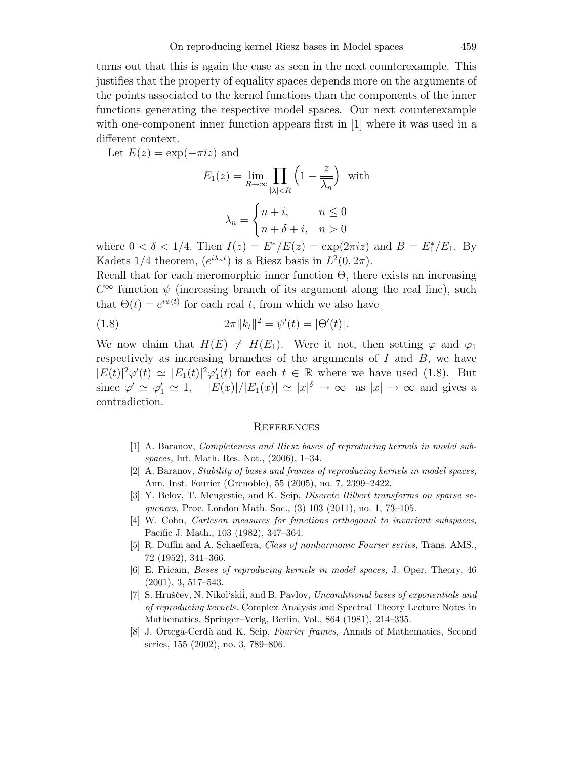turns out that this is again the case as seen in the next counterexample. This justifies that the property of equality spaces depends more on the arguments of the points associated to the kernel functions than the components of the inner functions generating the respective model spaces. Our next counterexample with one-component inner function appears first in [1] where it was used in a different context.

Let $E(z) = \exp(-\pi i z)$ and

$$E_1(z) = \lim_{R\to\infty} \prod_{|\lambda|<R} \left(1 - \frac{z}{\overline{\lambda_n}}\right) \quad \text{with}$$

$$\lambda_n = \begin{cases} n+i, & n \leq 0 \\ n+\delta+i, & n > 0 \end{cases}$$

where $0 < \delta < 1/4$. Then $I(z) = E^*/E(z) = \exp(2\pi i z)$ and $B = E_1^*/E_1$. By Kadets $1/4$ theorem, $(e^{i\lambda_n t})$ is a Riesz basis in $L^2(0, 2\pi)$.

Recall that for each meromorphic inner function $\Theta$, there exists an increasing $C^\infty$ function $\psi$ (increasing branch of its argument along the real line), such that $\Theta(t) = e^{i\psi(t)}$ for each real $t$, from which we also have

$$2\pi\|k_t\|^2 = \psi'(t) = |\Theta'(t)|. \tag{1.8}$$

We now claim that $H(E) \neq H(E_1)$. Were it not, then setting $\varphi$ and $\varphi_1$ respectively as increasing branches of the arguments of $I$ and $B$, we have $|E(t)|^2\varphi'(t) \simeq |E_1(t)|^2\varphi_1'(t)$ for each $t \in \mathbb{R}$ where we have used (1.8). But since $\varphi' \simeq \varphi_1' \simeq 1$, $\quad |E(x)|/|E_1(x)| \simeq |x|^\delta \to \infty \quad$ as $|x| \to \infty$ and gives a contradiction.

## References

[1] A. Baranov, *Completeness and Riesz bases of reproducing kernels in model subspaces,* Int. Math. Res. Not., (2006), 1–34.

[2] A. Baranov, *Stability of bases and frames of reproducing kernels in model spaces,* Ann. Inst. Fourier (Grenoble), 55 (2005), no. 7, 2399–2422.

[3] Y. Belov, T. Mengestie, and K. Seip, *Discrete Hilbert transforms on sparse sequences*, Proc. London Math. Soc., (3) 103 (2011), no. 1, 73–105.

[4] W. Cohn, *Carleson measures for functions orthogonal to invariant subspaces,* Pacific J. Math., 103 (1982), 347–364.

[5] R. Duffin and A. Schaeffera, *Class of nonharmonic Fourier series,* Trans. AMS., 72 (1952), 341–366.

[6] E. Fricain, *Bases of reproducing kernels in model spaces,* J. Oper. Theory, 46 (2001), 3, 517–543.

[7] S. Hruščev, N. Nikol'skiĭ, and B. Pavlov, *Unconditional bases of exponentials and of reproducing kernels.* Complex Analysis and Spectral Theory Lecture Notes in Mathematics, Springer–Verlg, Berlin, Vol., 864 (1981), 214–335.

[8] J. Ortega-Cerdà and K. Seip, *Fourier frames,* Annals of Mathematics, Second series, 155 (2002), no. 3, 789–806.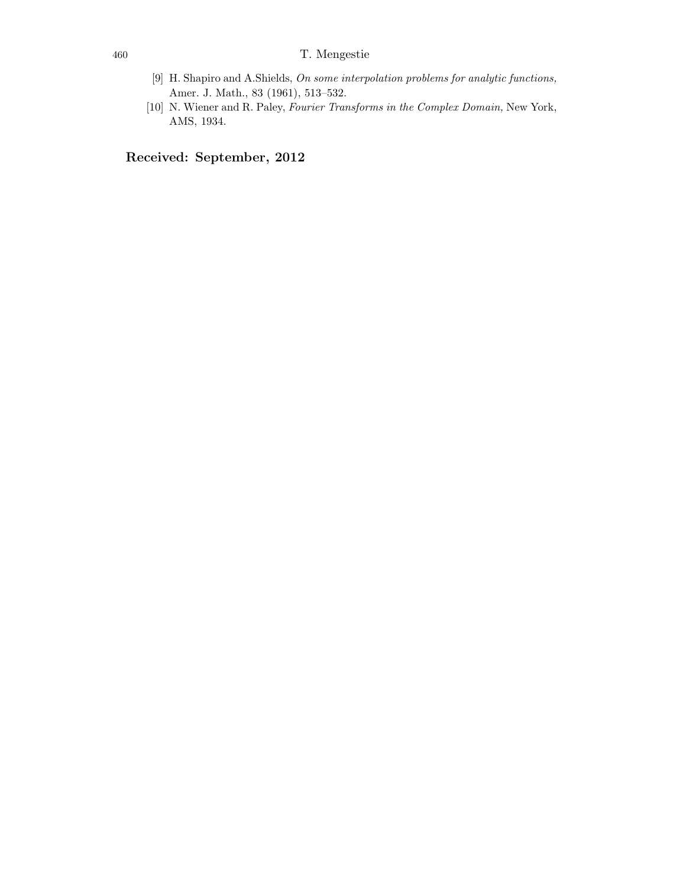[9] H. Shapiro and A.Shields, *On some interpolation problems for analytic functions,* Amer. J. Math., 83 (1961), 513–532.

[10] N. Wiener and R. Paley, *Fourier Transforms in the Complex Domain,* New York, AMS, 1934.

**Received: September, 2012**